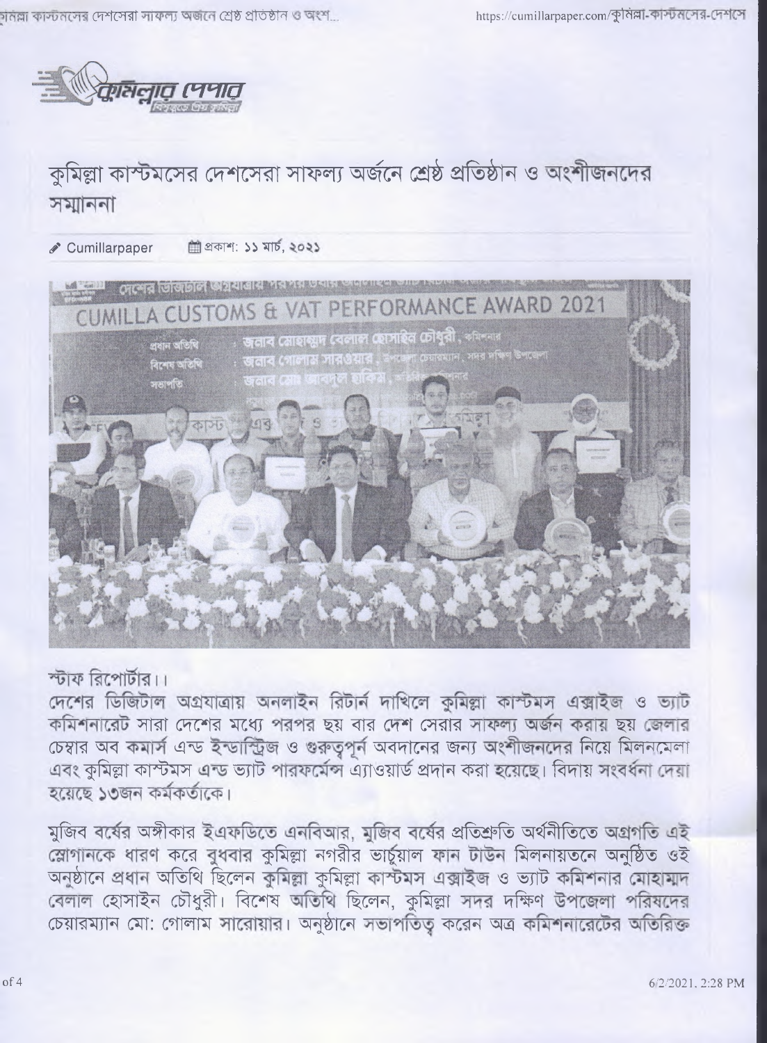# কুমিল্লা কাস্টমসের দেশসেরা সাফল্য অর্জনে শ্রেষ্ঠ প্রতিষ্ঠান ও অংশীজনদের সম্মাননা

Cumillarpaper    প্রকাশ: ১১ মার্চ, ২০২১

স্টাফ রিপোর্টার।।

দেশের ডিজিটাল অগ্রযাত্রায় অনলাইন রিটার্ন দাখিলে কুমিল্লা কাস্টমস এক্সাইজ ও ভ্যাট কমিশনারেট সারা দেশের মধ্যে পরপর ছয় বার দেশ সেরার সাফল্য অর্জন করায় ছয় জেলার চেম্বার অব কমার্স এন্ড ইন্ডাস্ট্রিজ ও গুরুত্বপূর্ন অবদানের জন্য অংশীজনদের নিয়ে মিলনমেলা এবং কুমিল্লা কাস্টমস এন্ড ভ্যাট পারফর্মেন্স এ্যাওয়ার্ড প্রদান করা হয়েছে। বিদায় সংবর্ধনা দেয়া হয়েছে ১৩জন কর্মকর্তাকে।

মুজিব বর্ষের অঙ্গীকার ইএফডিতে এনবিআর, মুজিব বর্ষের প্রতিশ্রুতি অর্থনীতিতে অগ্রগতি এই স্লোগানকে ধারণ করে বুধবার কুমিল্লা নগরীর ভার্চুয়াল ফান টাউন মিলনায়তনে অনুষ্ঠিত ওই অনুষ্ঠানে প্রধান অতিথি ছিলেন কুমিল্লা কুমিল্লা কাস্টমস এক্সাইজ ও ভ্যাট কমিশনার মোহাম্মদ বেলাল হোসাইন চৌধুরী। বিশেষ অতিথি ছিলেন, কুমিল্লা সদর দক্ষিণ উপজেলা পরিষদের চেয়ারম্যান মো: গোলাম সারোয়ার। অনুষ্ঠানে সভাপতিত্ব করেন অত্র কমিশনারেটের অতিরিক্ত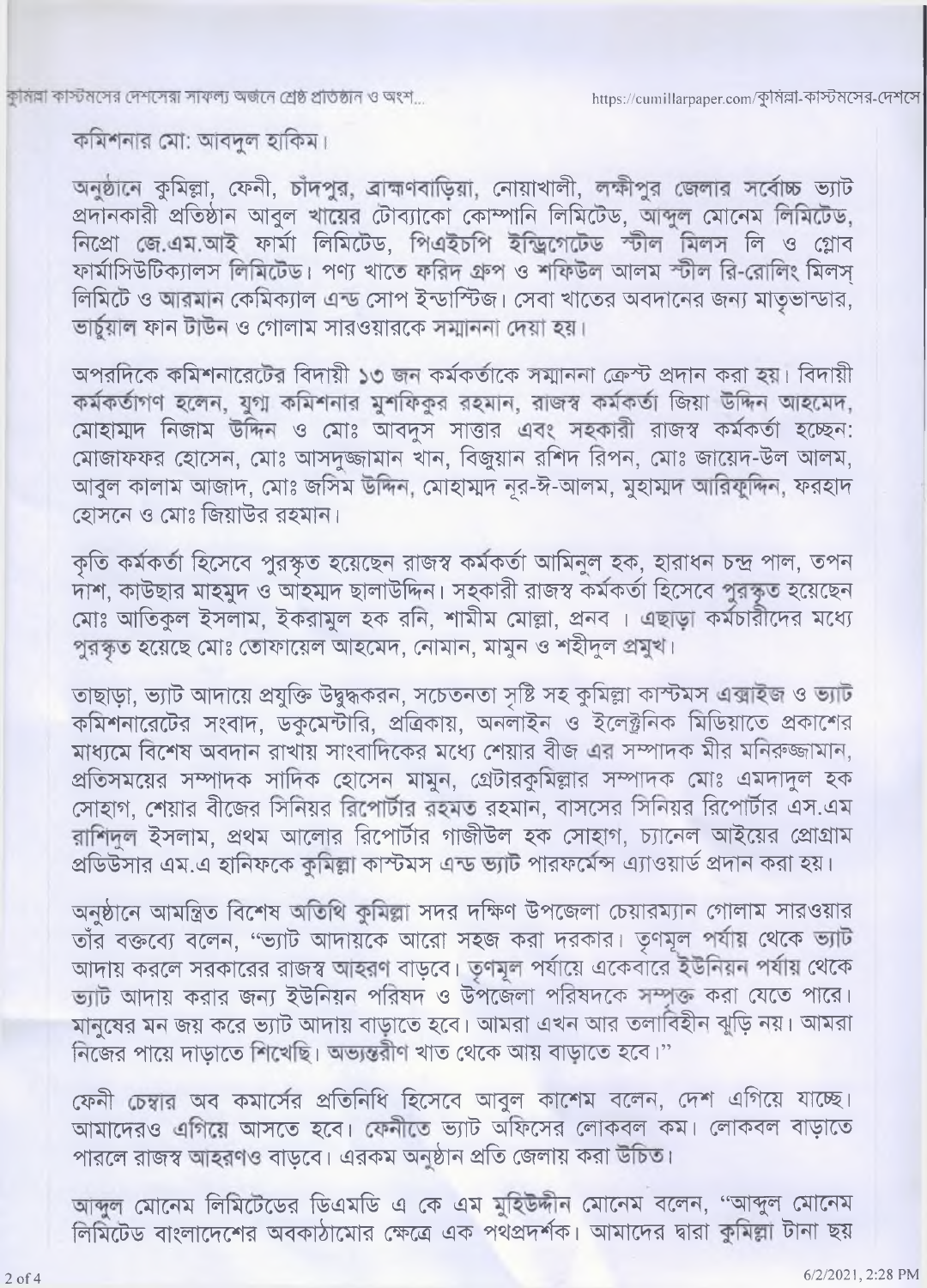কমিশনার মো: আবদুল হাকিম।

অনুষ্ঠানে কুমিল্লা, ফেনী, চাঁদপুর, ব্রাহ্মণবাড়িয়া, নোয়াখালী, লক্ষীপুর জেলার সর্বোচ্চ ভ্যাট প্রদানকারী প্রতিষ্ঠান আবুল খায়ের টোব্যাকো কোম্পানি লিমিটেড, আব্দুল মোনেম লিমিটেড, নিপ্রো জে.এম.আই ফার্মা লিমিটেড, পিএইচপি ইন্টিগ্রেটেড স্টীল মিলস লি ও গ্লোব ফার্মাসিউটিক্যালস লিমিটেড। পণ্য খাতে ফরিদ গ্রুপ ও শফিউল আলম স্টীল রি-রোলিং মিলস্ লিমিটে ও আরমান কেমিক্যাল এন্ড সোপ ইন্ডাস্টিজ। সেবা খাতের অবদানের জন্য মাতৃভান্ডার, ভার্চুয়াল ফান টাউন ও গোলাম সারওয়ারকে সম্মাননা দেয়া হয়।

অপরদিকে কমিশনারেটের বিদায়ী ১৩ জন কর্মকর্তাকে সম্মাননা ক্রেস্ট প্রদান করা হয়। বিদায়ী কর্মকর্তাগণ হলেন, যুগ্ম কমিশনার মুশফিকুর রহমান, রাজস্ব কর্মকর্তা জিয়া উদ্দিন আহমেদ, মোহাম্মদ নিজাম উদ্দিন ও মোঃ আবদুস সাত্তার এবং সহকারী রাজস্ব কর্মকর্তা হচ্ছেন: মোজাফফর হোসেন, মোঃ আসদুজ্জামান খান, বিজুয়ান রশিদ রিপন, মোঃ জায়েদ-উল আলম, আবুল কালাম আজাদ, মোঃ জসিম উদ্দিন, মোহাম্মদ নূর-ঈ-আলম, মুহাম্মদ আরিফুদ্দিন, ফরহাদ হোসনে ও মোঃ জিয়াউর রহমান।

কৃতি কর্মকর্তা হিসেবে পুরস্কৃত হয়েছেন রাজস্ব কর্মকর্তা আমিনুল হক, হারাধন চন্দ্র পাল, তপন দাশ, কাউছার মাহমুদ ও আহম্মদ ছালাউদ্দিন। সহকারী রাজস্ব কর্মকর্তা হিসেবে পুরস্কৃত হয়েছেন মোঃ আতিকুল ইসলাম, ইকরামুল হক রনি, শামীম মোল্লা, প্রনব । এছাড়া কর্মচারীদের মধ্যে পুরস্কৃত হয়েছে মোঃ তোফায়েল আহমেদ, নোমান, মামুন ও শহীদুল প্রমুখ।

তাছাড়া, ভ্যাট আদায়ে প্রযুক্তি উদ্বুদ্ধকরন, সচেতনতা সৃষ্টি সহ কুমিল্লা কাস্টমস এক্সাইজ ও ভ্যাট কমিশনারেটের সংবাদ, ডকুমেন্টারি, প্রত্রিকায়, অনলাইন ও ইলেক্ট্রনিক মিডিয়াতে প্রকাশের মাধ্যমে বিশেষ অবদান রাখায় সাংবাদিকের মধ্যে শেয়ার বীজ এর সম্পাদক মীর মনিরুজ্জামান, প্রতিসময়ের সম্পাদক সাদিক হোসেন মামুন, গ্রেটারকুমিল্লার সম্পাদক মোঃ এমদাদুল হক সোহাগ, শেয়ার বীজের সিনিয়র রিপোর্টার রহমত রহমান, বাসসের সিনিয়র রিপোর্টার এস.এম রাশিদুল ইসলাম, প্রথম আলোর রিপোর্টার গাজীউল হক সোহাগ, চ্যানেল আইয়ের প্রোগ্রাম প্রডিউসার এম.এ হানিফকে কুমিল্লা কাস্টমস এন্ড ভ্যাট পারফর্মেন্স এ্যাওয়ার্ড প্রদান করা হয়।

অনুষ্ঠানে আমন্ত্রিত বিশেষ অতিথি কুমিল্লা সদর দক্ষিণ উপজেলা চেয়ারম্যান গোলাম সারওয়ার তাঁর বক্তব্যে বলেন, "ভ্যাট আদায়কে আরো সহজ করা দরকার। তৃণমূল পর্যায় থেকে ভ্যাট আদায় করলে সরকারের রাজস্ব আহরণ বাড়বে। তৃণমূল পর্যায়ে একেবারে ইউনিয়ন পর্যায় থেকে ভ্যাট আদায় করার জন্য ইউনিয়ন পরিষদ ও উপজেলা পরিষদকে সম্পৃক্ত করা যেতে পারে। মানুষের মন জয় করে ভ্যাট আদায় বাড়াতে হবে। আমরা এখন আর তলাবিহীন ঝুড়ি নয়। আমরা নিজের পায়ে দাড়াতে শিখেছি। অভ্যন্তরীণ খাত থেকে আয় বাড়াতে হবে।"

ফেনী চেম্বার অব কমার্সের প্রতিনিধি হিসেবে আবুল কাশেম বলেন, দেশ এগিয়ে যাচ্ছে। আমাদেরও এগিয়ে আসতে হবে। ফেনীতে ভ্যাট অফিসের লোকবল কম। লোকবল বাড়াতে পারলে রাজস্ব আহরণও বাড়বে। এরকম অনুষ্ঠান প্রতি জেলায় করা উচিত।

আব্দুল মোনেম লিমিটেডের ডিএমডি এ কে এম মুহিউদ্দীন মোনেম বলেন, "আব্দুল মোনেম লিমিটেড বাংলাদেশের অবকাঠামোর ক্ষেত্রে এক পথপ্রদর্শক। আমাদের দ্বারা কুমিল্লা টানা ছয়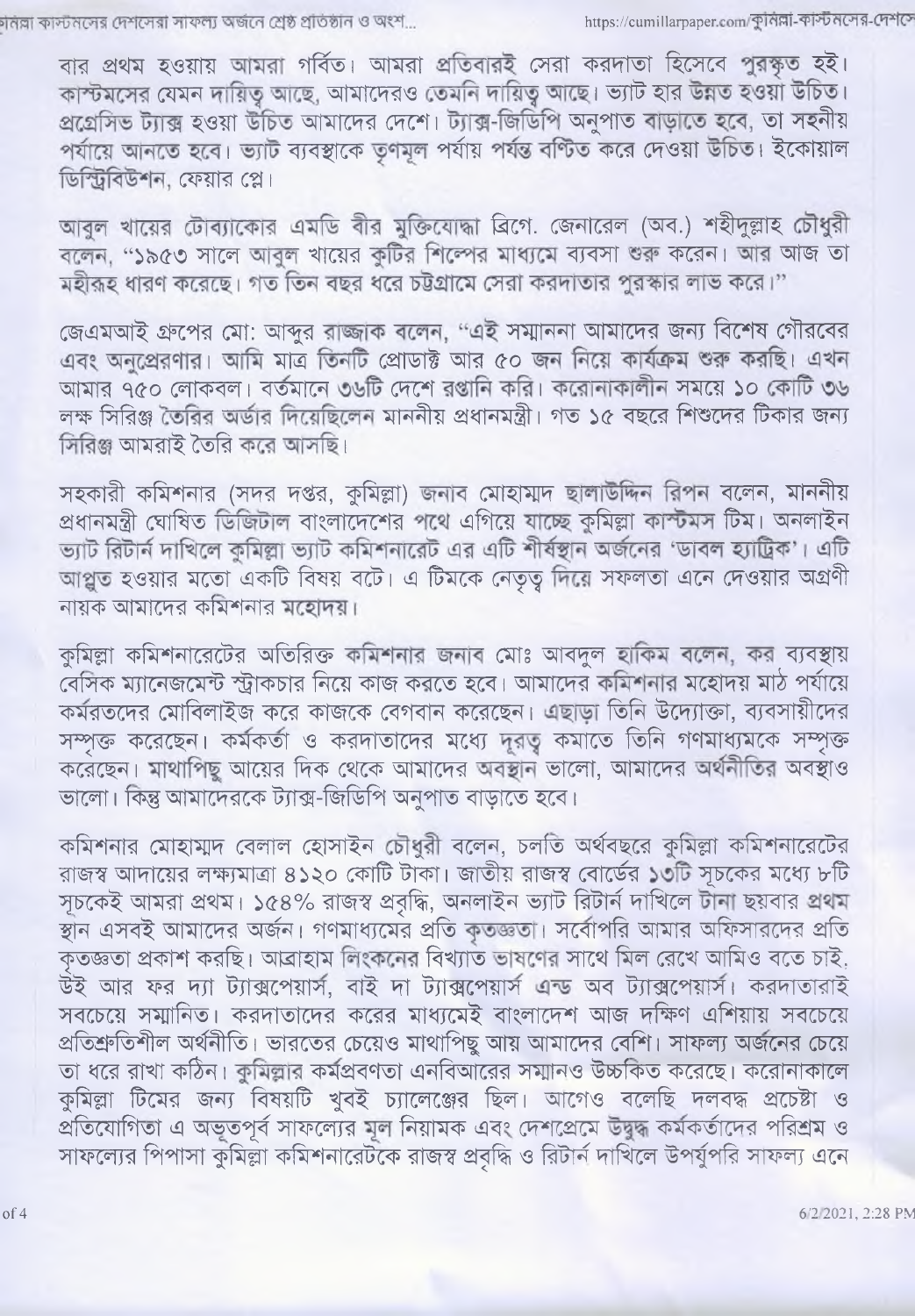বার প্রথম হওয়ায় আমরা গর্বিত। আমরা প্রতিবারই সেরা করদাতা হিসেবে পুরস্কৃত হই। কাস্টমসের যেমন দায়িত্ব আছে, আমাদেরও তেমনি দায়িত্ব আছে। ভ্যাট হার উন্নত হওয়া উচিত। প্রগ্রেসিভ ট্যাক্স হওয়া উচিত আমাদের দেশে। ট্যাক্স-জিডিপি অনুপাত বাড়াতে হবে, তা সহনীয় পর্যায়ে আনতে হবে। ভ্যাট ব্যবস্থাকে তৃণমূল পর্যায় পর্যন্ত বণ্টিত করে দেওয়া উচিত। ইকোয়াল ডিস্ট্রিবিউশন, ফেয়ার প্লে।

আবুল খায়ের টোব্যাকোর এমডি বীর মুক্তিযোদ্ধা ব্রিগে. জেনারেল (অব.) শহীদুল্লাহ চৌধুরী বলেন, "১৯৫৩ সালে আবুল খায়ের কুটির শিল্পের মাধ্যমে ব্যবসা শুরু করেন। আর আজ তা মহীরুহ ধারণ করেছে। গত তিন বছর ধরে চট্টগ্রামে সেরা করদাতার পুরস্কার লাভ করে।"

জেএমআই গ্রুপের মো: আব্দুর রাজ্জাক বলেন, "এই সম্মাননা আমাদের জন্য বিশেষ গৌরবের এবং অনুপ্রেরণার। আমি মাত্র তিনটি প্রোডাক্ট আর ৫০ জন নিয়ে কার্যক্রম শুরু করছি। এখন আমার ৭৫০ লোকবল। বর্তমানে ৩৬টি দেশে রপ্তানি করি। করোনাকালীন সময়ে ১০ কোটি ৩৬ লক্ষ সিরিঞ্জ তৈরির অর্ডার দিয়েছিলেন মাননীয় প্রধানমন্ত্রী। গত ১৫ বছরে শিশুদের টিকার জন্য সিরিঞ্জ আমরাই তৈরি করে আসছি।

সহকারী কমিশনার (সদর দপ্তর, কুমিল্লা) জনাব মোহাম্মদ ছালাউদ্দিন রিপন বলেন, মাননীয় প্রধানমন্ত্রী ঘোষিত ডিজিটাল বাংলাদেশের পথে এগিয়ে যাচ্ছে কুমিল্লা কাস্টমস টিম। অনলাইন ভ্যাট রিটার্ন দাখিলে কুমিল্লা ভ্যাট কমিশনারেট এর এটি শীর্ষস্থান অর্জনের 'ডাবল হ্যাট্রিক'। এটি আপ্লুত হওয়ার মতো একটি বিষয় বটে। এ টিমকে নেতৃত্ব দিয়ে সফলতা এনে দেওয়ার অগ্রণী নায়ক আমাদের কমিশনার মহোদয়।

কুমিল্লা কমিশনারেটের অতিরিক্ত কমিশনার জনাব মোঃ আবদুল হাকিম বলেন, কর ব্যবস্থায় বেসিক ম্যানেজমেন্ট স্ট্রাকচার নিয়ে কাজ করতে হবে। আমাদের কমিশনার মহোদয় মাঠ পর্যায়ে কর্মরতদের মোবিলাইজ করে কাজকে বেগবান করেছেন। এছাড়া তিনি উদ্যোক্তা, ব্যবসায়ীদের সম্পৃক্ত করেছেন। কর্মকর্তা ও করদাতাদের মধ্যে দূরত্ব কমাতে তিনি গণমাধ্যমকে সম্পৃক্ত করেছেন। মাথাপিছু আয়ের দিক থেকে আমাদের অবস্থান ভালো, আমাদের অর্থনীতির অবস্থাও ভালো। কিন্তু আমাদেরকে ট্যাক্স-জিডিপি অনুপাত বাড়াতে হবে।

কমিশনার মোহাম্মদ বেলাল হোসাইন চৌধুরী বলেন, চলতি অর্থবছরে কুমিল্লা কমিশনারেটের রাজস্ব আদায়ের লক্ষ্যমাত্রা ৪১২০ কোটি টাকা। জাতীয় রাজস্ব বোর্ডের ১৩টি সূচকের মধ্যে ৮টি সূচকেই আমরা প্রথম। ১৫৪% রাজস্ব প্রবৃদ্ধি, অনলাইন ভ্যাট রিটার্ন দাখিলে টানা ছয়বার প্রথম স্থান এসবই আমাদের অর্জন। গণমাধ্যমের প্রতি কৃতজ্ঞতা। সর্বোপরি আমার অফিসারদের প্রতি কৃতজ্ঞতা প্রকাশ করছি। আব্রাহাম লিংকনের বিখ্যাত ভাষণের সাথে মিল রেখে আমিও বলতে চাই, উই আর ফর দ্যা ট্যাক্সপেয়ার্স, বাই দা ট্যাক্সপেয়ার্স এন্ড অব ট্যাক্সপেয়ার্স। করদাতারাই সবচেয়ে সম্মানিত। করদাতাদের করের মাধ্যমেই বাংলাদেশ আজ দক্ষিণ এশিয়ায় সবচেয়ে প্রতিশ্রুতিশীল অর্থনীতি। ভারতের চেয়েও মাথাপিছু আয় আমাদের বেশি। সাফল্য অর্জনের চেয়ে তা ধরে রাখা কঠিন। কুমিল্লার কর্মপ্রবণতা এনবিআরের সম্মানও উচ্চকিত করেছে। করোনাকালে কুমিল্লা টিমের জন্য বিষয়টি খুবই চ্যালেঞ্জের ছিল। আগেও বলেছি দলবদ্ধ প্রচেষ্টা ও প্রতিযোগিতা এ অভূতপূর্ব সাফল্যের মূল নিয়ামক এবং দেশপ্রেমে উদ্বুদ্ধ কর্মকর্তাদের পরিশ্রম ও সাফল্যের পিপাসা কুমিল্লা কমিশনারেটকে রাজস্ব প্রবৃদ্ধি ও রিটার্ন দাখিলে উপর্যুপরি সাফল্য এনে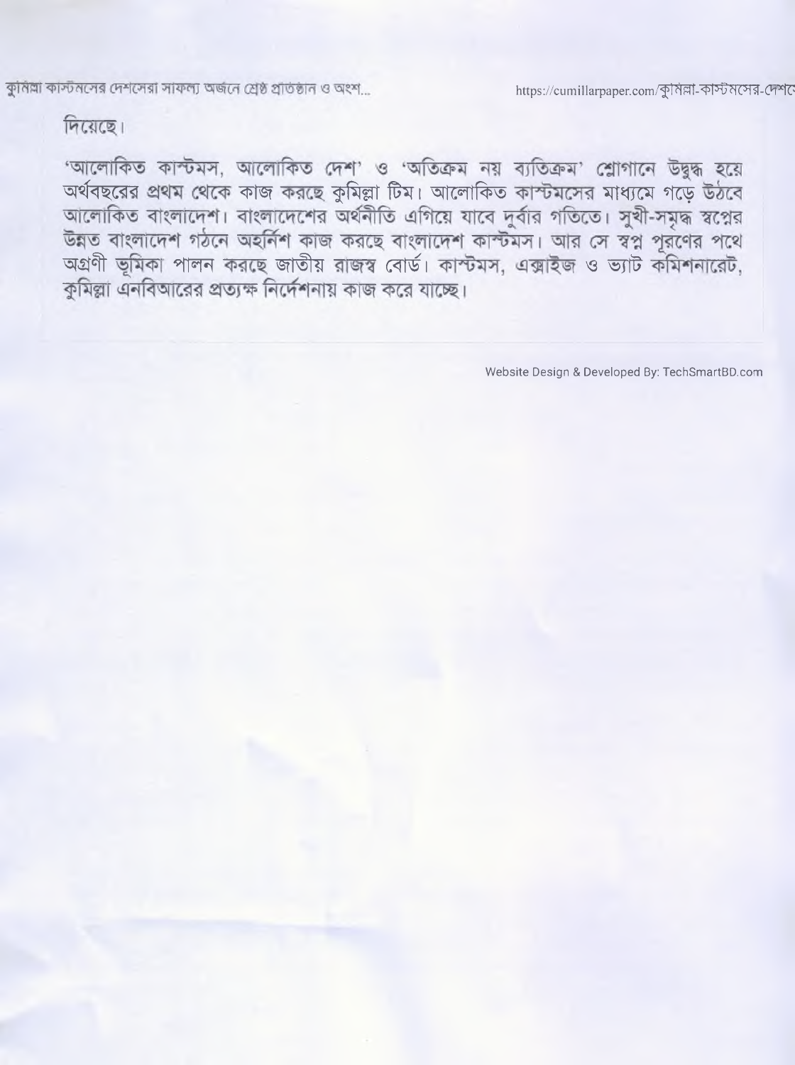দিয়েছে।

'আলোকিত কাস্টমস, আলোকিত দেশ' ও 'অতিক্রম নয় ব্যতিক্রম' শ্লোগানে উদ্বুদ্ধ হয়ে অর্থবছরের প্রথম থেকে কাজ করছে কুমিল্লা টিম। আলোকিত কাস্টমসের মাধ্যমে গড়ে উঠবে আলোকিত বাংলাদেশ। বাংলাদেশের অর্থনীতি এগিয়ে যাবে দুর্বার গতিতে। সুখী-সমৃদ্ধ স্বপ্নের উন্নত বাংলাদেশ গঠনে অহর্নিশ কাজ করছে বাংলাদেশ কাস্টমস। আর সে স্বপ্ন পূরণের পথে অগ্রণী ভূমিকা পালন করছে জাতীয় রাজস্ব বোর্ড। কাস্টমস, এক্সাইজ ও ভ্যাট কমিশনারেট, কুমিল্লা এনবিআরের প্রত্যক্ষ নির্দেশনায় কাজ করে যাচ্ছে।

Website Design & Developed By: TechSmartBD.com